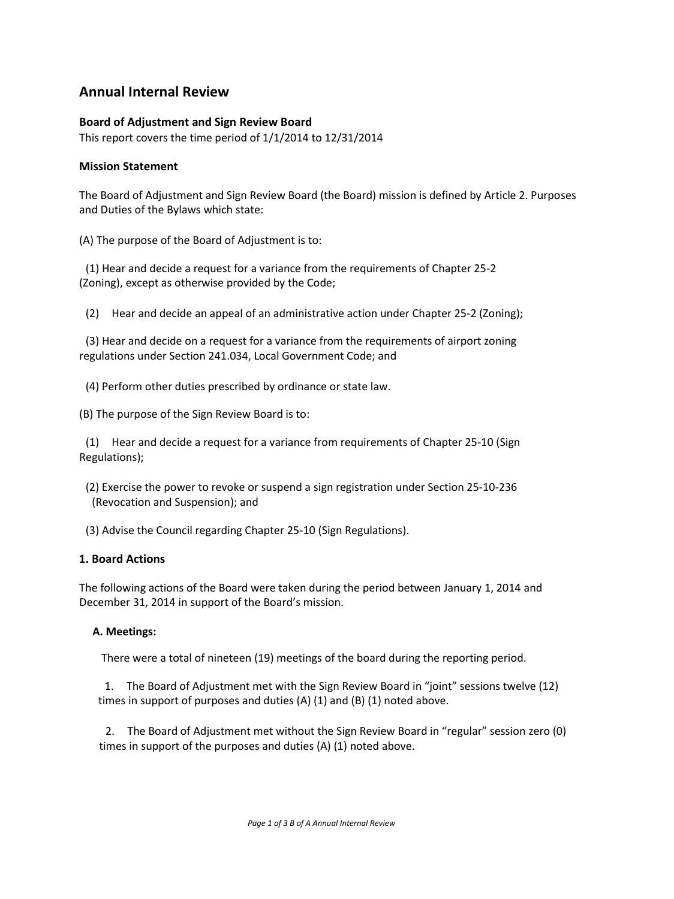# Annual Internal Review

**Board of Adjustment and Sign Review Board**

This report covers the time period of 1/1/2014 to 12/31/2014

**Mission Statement**

The Board of Adjustment and Sign Review Board (the Board) mission is defined by Article 2. Purposes and Duties of the Bylaws which state:

(A) The purpose of the Board of Adjustment is to:

(1) Hear and decide a request for a variance from the requirements of Chapter 25-2 (Zoning), except as otherwise provided by the Code;

(2) Hear and decide an appeal of an administrative action under Chapter 25-2 (Zoning);

(3) Hear and decide on a request for a variance from the requirements of airport zoning regulations under Section 241.034, Local Government Code; and

(4) Perform other duties prescribed by ordinance or state law.

(B) The purpose of the Sign Review Board is to:

(1) Hear and decide a request for a variance from requirements of Chapter 25-10 (Sign Regulations);

(2) Exercise the power to revoke or suspend a sign registration under Section 25-10-236 (Revocation and Suspension); and

(3) Advise the Council regarding Chapter 25-10 (Sign Regulations).

**1. Board Actions**

The following actions of the Board were taken during the period between January 1, 2014 and December 31, 2014 in support of the Board's mission.

**A. Meetings:**

There were a total of nineteen (19) meetings of the board during the reporting period.

1. The Board of Adjustment met with the Sign Review Board in "joint" sessions twelve (12) times in support of purposes and duties (A) (1) and (B) (1) noted above.

2. The Board of Adjustment met without the Sign Review Board in "regular" session zero (0) times in support of the purposes and duties (A) (1) noted above.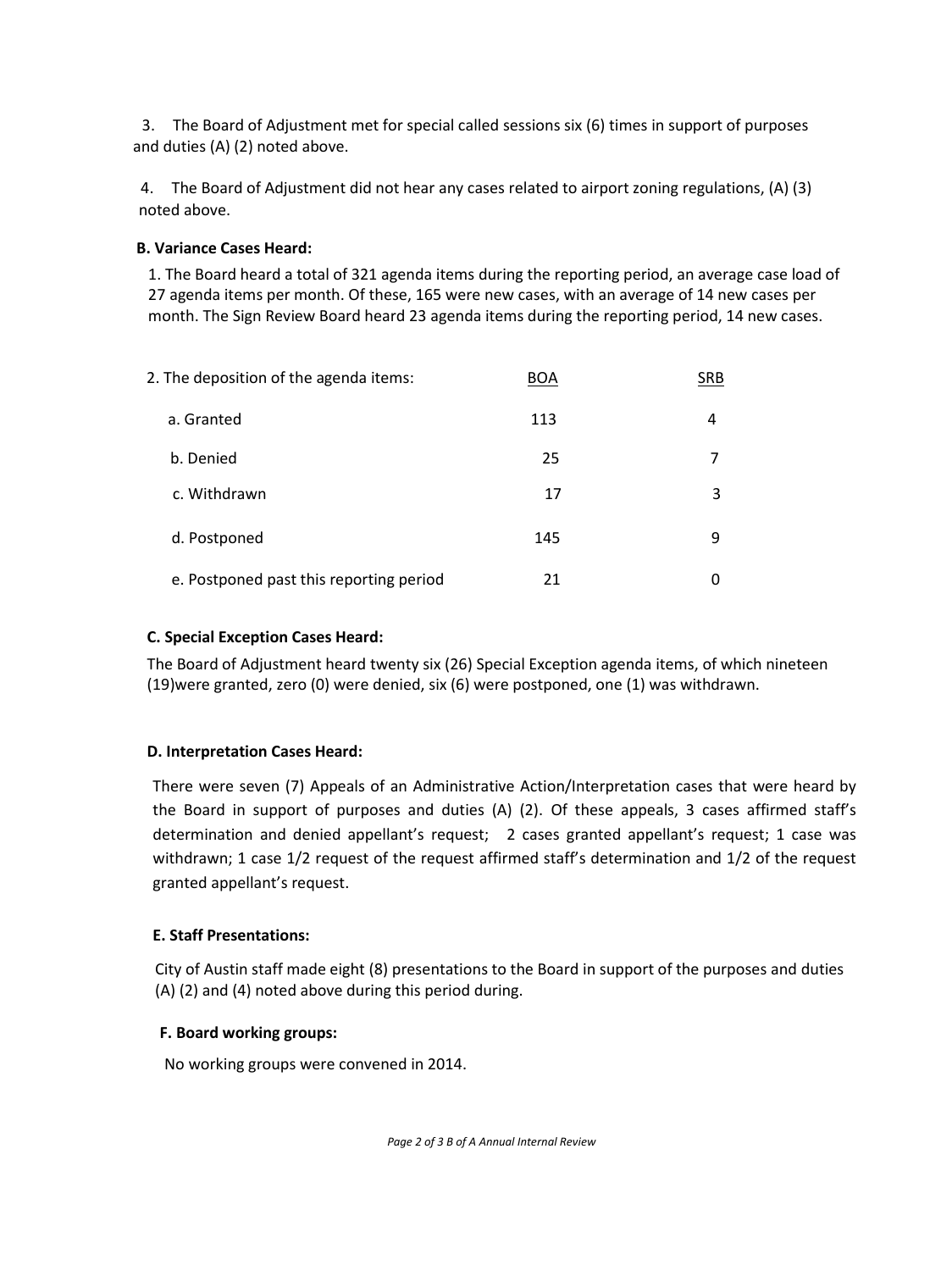3. The Board of Adjustment met for special called sessions six (6) times in support of purposes and duties (A) (2) noted above.

4. The Board of Adjustment did not hear any cases related to airport zoning regulations, (A) (3) noted above.

**B. Variance Cases Heard:**

1. The Board heard a total of 321 agenda items during the reporting period, an average case load of 27 agenda items per month. Of these, 165 were new cases, with an average of 14 new cases per month. The Sign Review Board heard 23 agenda items during the reporting period, 14 new cases.

| 2. The deposition of the agenda items: | BOA | SRB |
|---|---|---|
| a. Granted | 113 | 4 |
| b. Denied | 25 | 7 |
| c. Withdrawn | 17 | 3 |
| d. Postponed | 145 | 9 |
| e. Postponed past this reporting period | 21 | 0 |

**C. Special Exception Cases Heard:**

The Board of Adjustment heard twenty six (26) Special Exception agenda items, of which nineteen (19)were granted, zero (0) were denied, six (6) were postponed, one (1) was withdrawn.

**D. Interpretation Cases Heard:**

There were seven (7) Appeals of an Administrative Action/Interpretation cases that were heard by the Board in support of purposes and duties (A) (2). Of these appeals, 3 cases affirmed staff's determination and denied appellant's request; 2 cases granted appellant's request; 1 case was withdrawn; 1 case 1/2 request of the request affirmed staff's determination and 1/2 of the request granted appellant's request.

**E. Staff Presentations:**

City of Austin staff made eight (8) presentations to the Board in support of the purposes and duties (A) (2) and (4) noted above during this period during.

**F. Board working groups:**

No working groups were convened in 2014.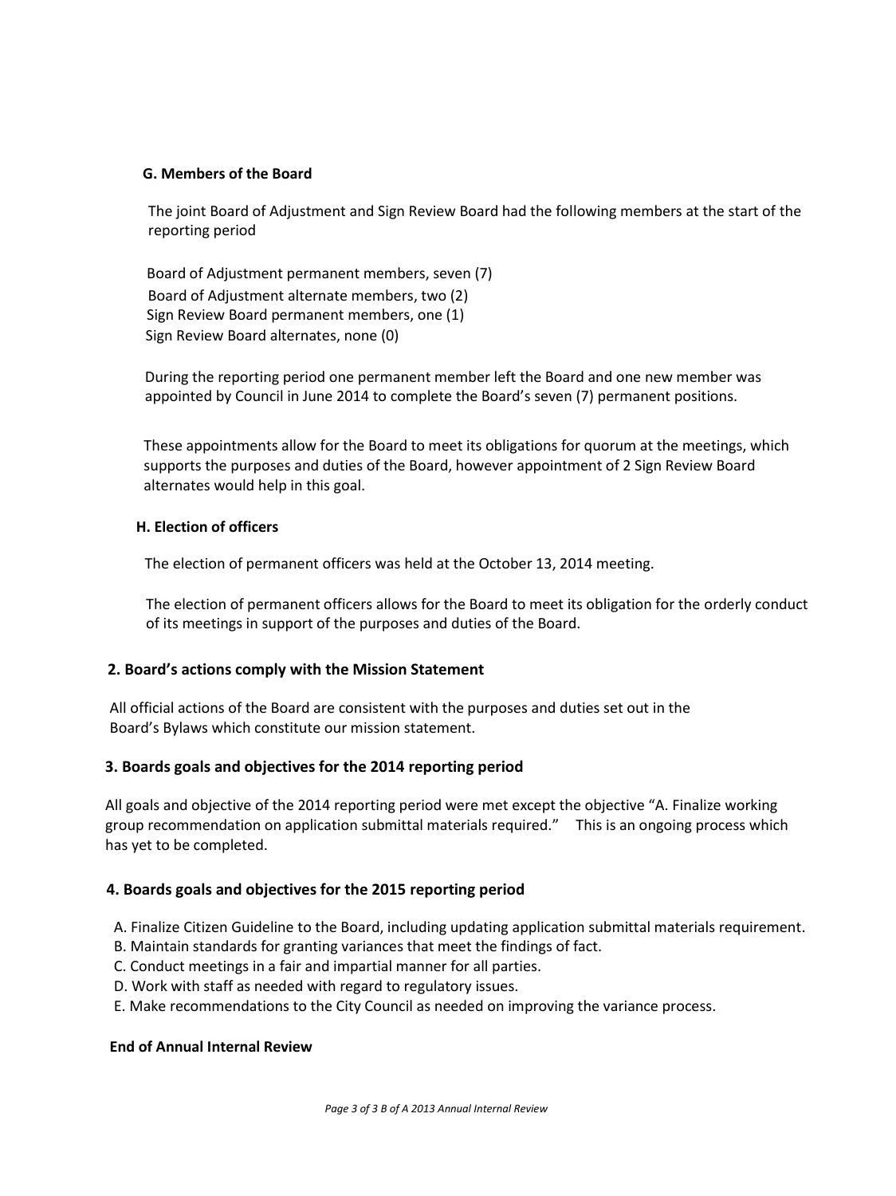### G. Members of the Board

The joint Board of Adjustment and Sign Review Board had the following members at the start of the reporting period

Board of Adjustment permanent members, seven (7)
Board of Adjustment alternate members, two (2)
Sign Review Board permanent members, one (1)
Sign Review Board alternates, none (0)

During the reporting period one permanent member left the Board and one new member was appointed by Council in June 2014 to complete the Board's seven (7) permanent positions.

These appointments allow for the Board to meet its obligations for quorum at the meetings, which supports the purposes and duties of the Board, however appointment of 2 Sign Review Board alternates would help in this goal.

### H. Election of officers

The election of permanent officers was held at the October 13, 2014 meeting.

The election of permanent officers allows for the Board to meet its obligation for the orderly conduct of its meetings in support of the purposes and duties of the Board.

## 2. Board's actions comply with the Mission Statement

All official actions of the Board are consistent with the purposes and duties set out in the Board's Bylaws which constitute our mission statement.

## 3. Boards goals and objectives for the 2014 reporting period

All goals and objective of the 2014 reporting period were met except the objective "A. Finalize working group recommendation on application submittal materials required." This is an ongoing process which has yet to be completed.

## 4. Boards goals and objectives for the 2015 reporting period

A. Finalize Citizen Guideline to the Board, including updating application submittal materials requirement.
B. Maintain standards for granting variances that meet the findings of fact.
C. Conduct meetings in a fair and impartial manner for all parties.
D. Work with staff as needed with regard to regulatory issues.
E. Make recommendations to the City Council as needed on improving the variance process.

**End of Annual Internal Review**